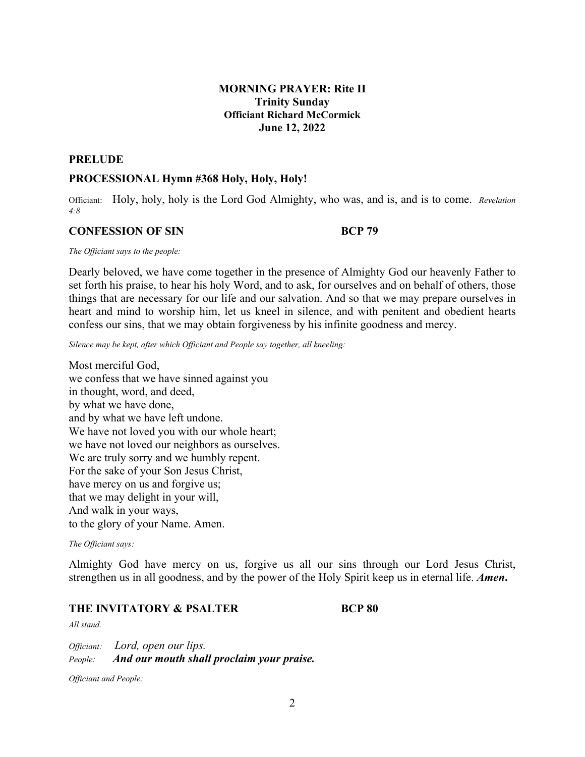**MORNING PRAYER: Rite II**
**Trinity Sunday**
**Officiant Richard McCormick**
**June 12, 2022**

## PRELUDE

## PROCESSIONAL Hymn #368 Holy, Holy, Holy!

Officiant: Holy, holy, holy is the Lord God Almighty, who was, and is, and is to come. *Revelation 4:8*

## CONFESSION OF SIN BCP 79

*The Officiant says to the people:*

Dearly beloved, we have come together in the presence of Almighty God our heavenly Father to set forth his praise, to hear his holy Word, and to ask, for ourselves and on behalf of others, those things that are necessary for our life and our salvation. And so that we may prepare ourselves in heart and mind to worship him, let us kneel in silence, and with penitent and obedient hearts confess our sins, that we may obtain forgiveness by his infinite goodness and mercy.

*Silence may be kept, after which Officiant and People say together, all kneeling:*

Most merciful God,
we confess that we have sinned against you
in thought, word, and deed,
by what we have done,
and by what we have left undone.
We have not loved you with our whole heart;
we have not loved our neighbors as ourselves.
We are truly sorry and we humbly repent.
For the sake of your Son Jesus Christ,
have mercy on us and forgive us;
that we may delight in your will,
And walk in your ways,
to the glory of your Name. Amen.

*The Officiant says:*

Almighty God have mercy on us, forgive us all our sins through our Lord Jesus Christ, strengthen us in all goodness, and by the power of the Holy Spirit keep us in eternal life. ***Amen*.**

## THE INVITATORY & PSALTER BCP 80

*All stand.*

*Officiant:* *Lord, open our lips.*
*People:* ***And our mouth shall proclaim your praise.***

*Officiant and People:*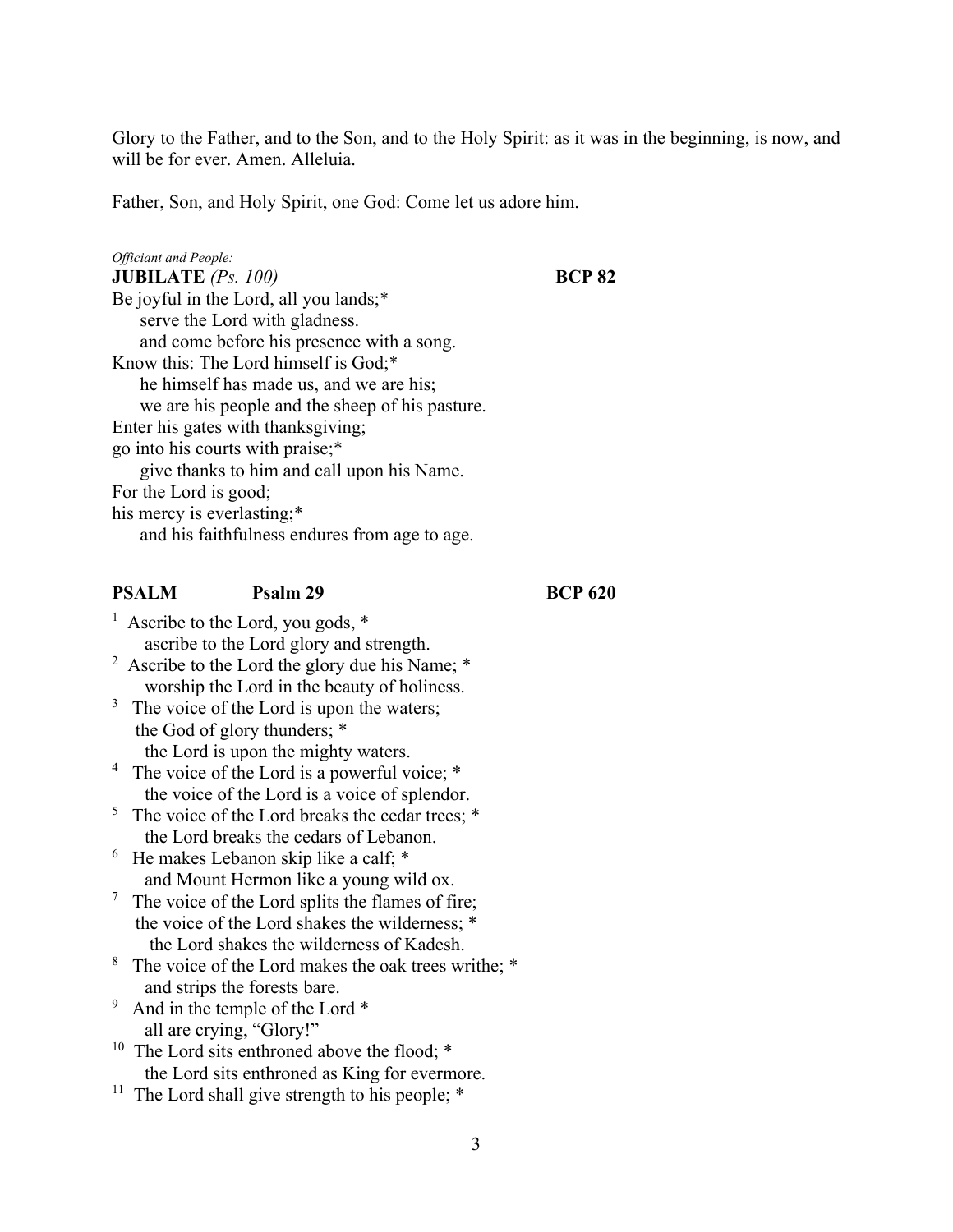Glory to the Father, and to the Son, and to the Holy Spirit: as it was in the beginning, is now, and will be for ever. Amen. Alleluia.

Father, Son, and Holy Spirit, one God: Come let us adore him.

*Officiant and People:*

**JUBILATE** *(Ps. 100)* **BCP 82**

Be joyful in the Lord, all you lands;*
    serve the Lord with gladness.
    and come before his presence with a song.
Know this: The Lord himself is God;*
    he himself has made us, and we are his;
    we are his people and the sheep of his pasture.
Enter his gates with thanksgiving;
go into his courts with praise;*
    give thanks to him and call upon his Name.
For the Lord is good;
his mercy is everlasting;*
    and his faithfulness endures from age to age.

**PSALM** **Psalm 29** **BCP 620**

1 Ascribe to the Lord, you gods, *
    ascribe to the Lord glory and strength.
2 Ascribe to the Lord the glory due his Name; *
    worship the Lord in the beauty of holiness.
3 The voice of the Lord is upon the waters;
  the God of glory thunders; *
    the Lord is upon the mighty waters.
4 The voice of the Lord is a powerful voice; *
    the voice of the Lord is a voice of splendor.
5 The voice of the Lord breaks the cedar trees; *
    the Lord breaks the cedars of Lebanon.
6 He makes Lebanon skip like a calf; *
    and Mount Hermon like a young wild ox.
7 The voice of the Lord splits the flames of fire;
  the voice of the Lord shakes the wilderness; *
    the Lord shakes the wilderness of Kadesh.
8 The voice of the Lord makes the oak trees writhe; *
    and strips the forests bare.
9 And in the temple of the Lord *
    all are crying, "Glory!"
10 The Lord sits enthroned above the flood; *
    the Lord sits enthroned as King for evermore.
11 The Lord shall give strength to his people; *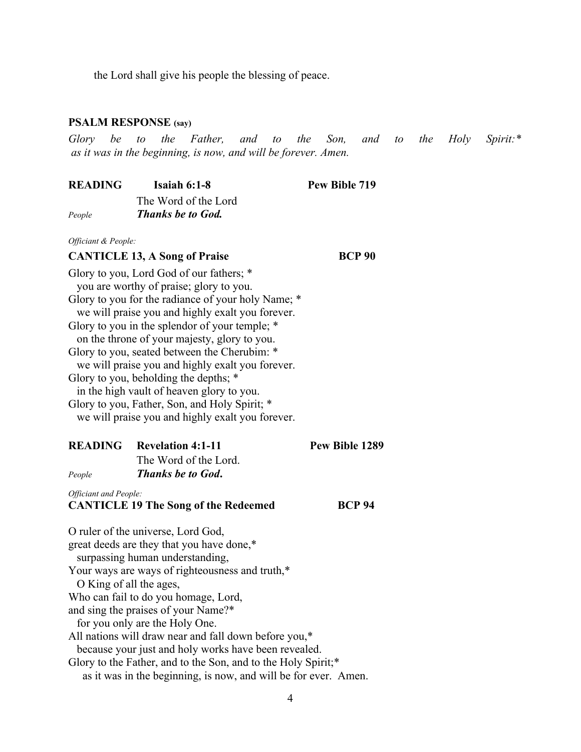the Lord shall give his people the blessing of peace.

**PSALM RESPONSE (say)**

*Glory be to the Father, and to the Son, and to the Holy Spirit:**
*as it was in the beginning, is now, and will be forever. Amen.*

**READING** **Isaiah 6:1-8** **Pew Bible 719**

The Word of the Lord

*People* ***Thanks be to God.***

*Officiant & People:*

**CANTICLE 13, A Song of Praise** **BCP 90**

Glory to you, Lord God of our fathers; *
  you are worthy of praise; glory to you.
Glory to you for the radiance of your holy Name; *
  we will praise you and highly exalt you forever.
Glory to you in the splendor of your temple; *
  on the throne of your majesty, glory to you.
Glory to you, seated between the Cherubim: *
  we will praise you and highly exalt you forever.
Glory to you, beholding the depths; *
  in the high vault of heaven glory to you.
Glory to you, Father, Son, and Holy Spirit; *
  we will praise you and highly exalt you forever.

**READING** **Revelation 4:1-11** **Pew Bible 1289**

The Word of the Lord.

*People* ***Thanks be to God.***

*Officiant and People:*

**CANTICLE 19 The Song of the Redeemed** **BCP 94**

O ruler of the universe, Lord God,
great deeds are they that you have done,*
  surpassing human understanding,
Your ways are ways of righteousness and truth,*
  O King of all the ages,
Who can fail to do you homage, Lord,
and sing the praises of your Name?*
  for you only are the Holy One.
All nations will draw near and fall down before you,*
  because your just and holy works have been revealed.
Glory to the Father, and to the Son, and to the Holy Spirit;*
  as it was in the beginning, is now, and will be for ever. Amen.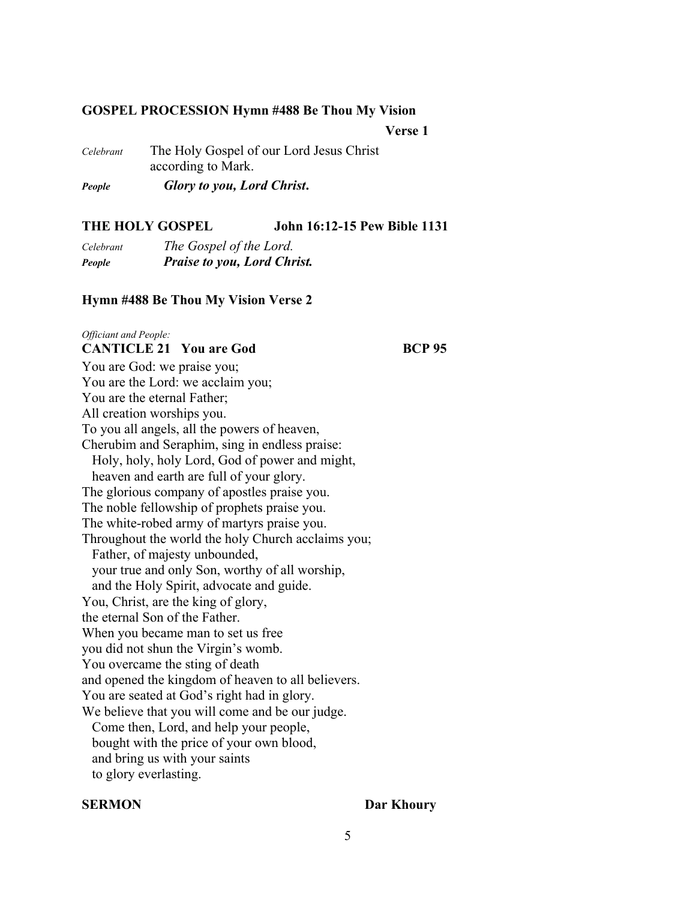**GOSPEL PROCESSION Hymn #488 Be Thou My Vision**

**Verse 1**

*Celebrant* The Holy Gospel of our Lord Jesus Christ according to Mark.

***People*** ***Glory to you, Lord Christ.***

**THE HOLY GOSPEL John 16:12-15 Pew Bible 1131**

*Celebrant* *The Gospel of the Lord.*

***People*** ***Praise to you, Lord Christ.***

**Hymn #488 Be Thou My Vision Verse 2**

*Officiant and People:*

**CANTICLE 21 You are God BCP 95**

You are God: we praise you;
You are the Lord: we acclaim you;
You are the eternal Father;
All creation worships you.
To you all angels, all the powers of heaven,
Cherubim and Seraphim, sing in endless praise:
  Holy, holy, holy Lord, God of power and might,
  heaven and earth are full of your glory.
The glorious company of apostles praise you.
The noble fellowship of prophets praise you.
The white-robed army of martyrs praise you.
Throughout the world the holy Church acclaims you;
  Father, of majesty unbounded,
  your true and only Son, worthy of all worship,
  and the Holy Spirit, advocate and guide.
You, Christ, are the king of glory,
the eternal Son of the Father.
When you became man to set us free
you did not shun the Virgin's womb.
You overcame the sting of death
and opened the kingdom of heaven to all believers.
You are seated at God's right had in glory.
We believe that you will come and be our judge.
  Come then, Lord, and help your people,
  bought with the price of your own blood,
  and bring us with your saints
  to glory everlasting.

**SERMON Dar Khoury**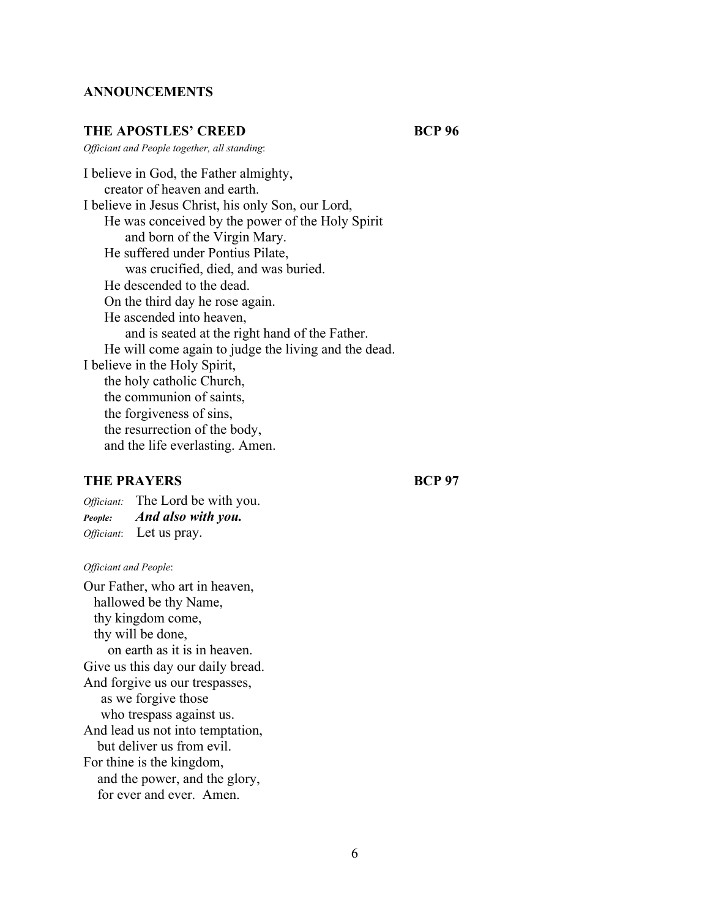**ANNOUNCEMENTS**

**THE APOSTLES' CREED** **BCP 96**

*Officiant and People together, all standing*:

I believe in God, the Father almighty,
  creator of heaven and earth.
I believe in Jesus Christ, his only Son, our Lord,
  He was conceived by the power of the Holy Spirit
    and born of the Virgin Mary.
  He suffered under Pontius Pilate,
    was crucified, died, and was buried.
  He descended to the dead.
  On the third day he rose again.
  He ascended into heaven,
    and is seated at the right hand of the Father.
  He will come again to judge the living and the dead.
I believe in the Holy Spirit,
  the holy catholic Church,
  the communion of saints,
  the forgiveness of sins,
  the resurrection of the body,
  and the life everlasting. Amen.

**THE PRAYERS** **BCP 97**

*Officiant:* The Lord be with you.
***People:*** ***And also with you.***
*Officiant*: Let us pray.

*Officiant and People*:

Our Father, who art in heaven,
  hallowed be thy Name,
  thy kingdom come,
  thy will be done,
    on earth as it is in heaven.
Give us this day our daily bread.
And forgive us our trespasses,
  as we forgive those
  who trespass against us.
And lead us not into temptation,
  but deliver us from evil.
For thine is the kingdom,
  and the power, and the glory,
  for ever and ever. Amen.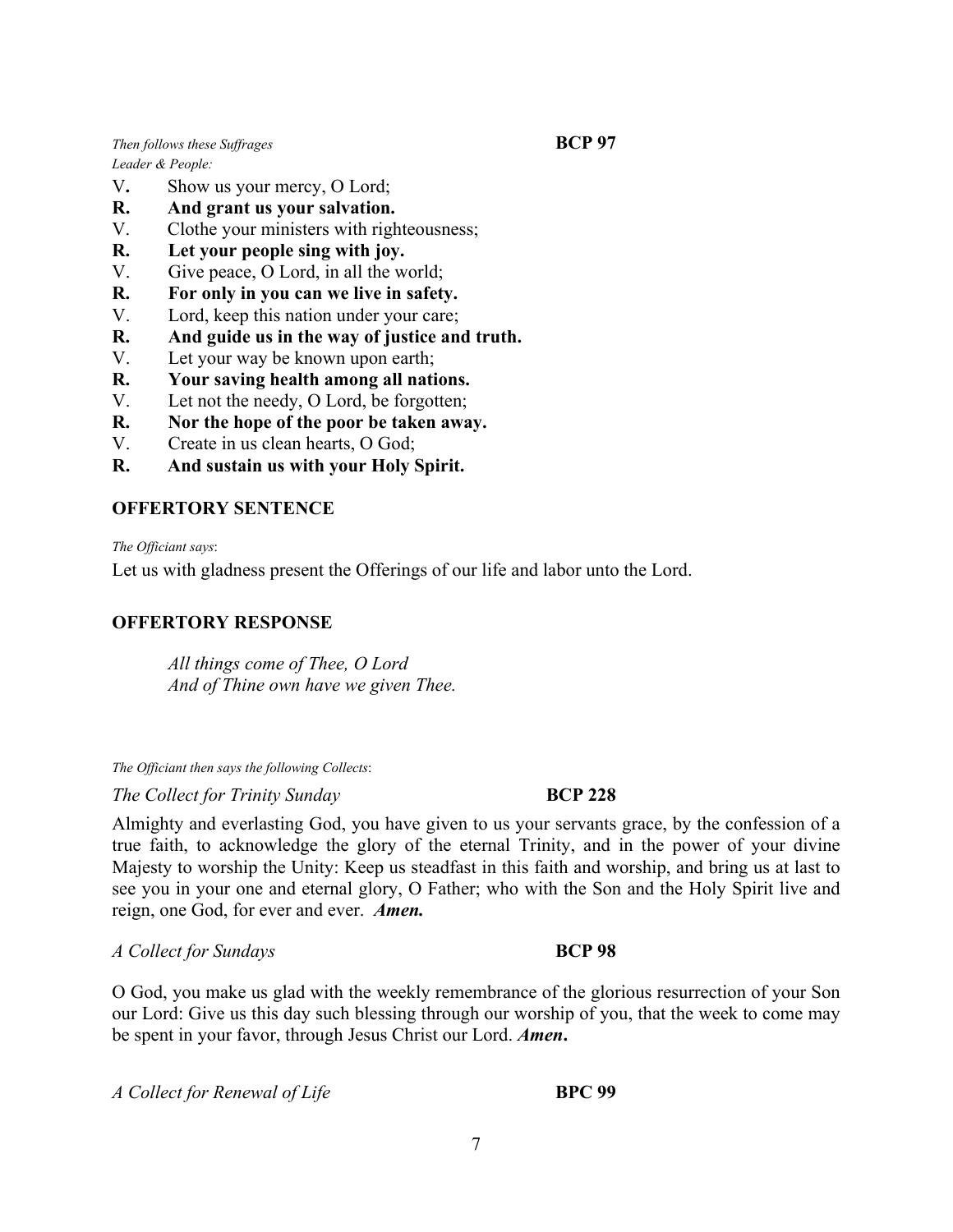*Then follows these Suffrages* **BCP 97**
*Leader & People:*

V**.** Show us your mercy, O Lord;
**R. And grant us your salvation.**
V. Clothe your ministers with righteousness;
**R. Let your people sing with joy.**
V. Give peace, O Lord, in all the world;
**R. For only in you can we live in safety.**
V. Lord, keep this nation under your care;
**R. And guide us in the way of justice and truth.**
V. Let your way be known upon earth;
**R. Your saving health among all nations.**
V. Let not the needy, O Lord, be forgotten;
**R. Nor the hope of the poor be taken away.**
V. Create in us clean hearts, O God;
**R. And sustain us with your Holy Spirit.**

**OFFERTORY SENTENCE**

*The Officiant says*:

Let us with gladness present the Offerings of our life and labor unto the Lord.

**OFFERTORY RESPONSE**

*All things come of Thee, O Lord*
*And of Thine own have we given Thee.*

*The Officiant then says the following Collects*:

*The Collect for Trinity Sunday* **BCP 228**

Almighty and everlasting God, you have given to us your servants grace, by the confession of a true faith, to acknowledge the glory of the eternal Trinity, and in the power of your divine Majesty to worship the Unity: Keep us steadfast in this faith and worship, and bring us at last to see you in your one and eternal glory, O Father; who with the Son and the Holy Spirit live and reign, one God, for ever and ever. ***Amen.***

*A Collect for Sundays* **BCP 98**

O God, you make us glad with the weekly remembrance of the glorious resurrection of your Son our Lord: Give us this day such blessing through our worship of you, that the week to come may be spent in your favor, through Jesus Christ our Lord. ***Amen*.**

*A Collect for Renewal of Life* **BPC 99**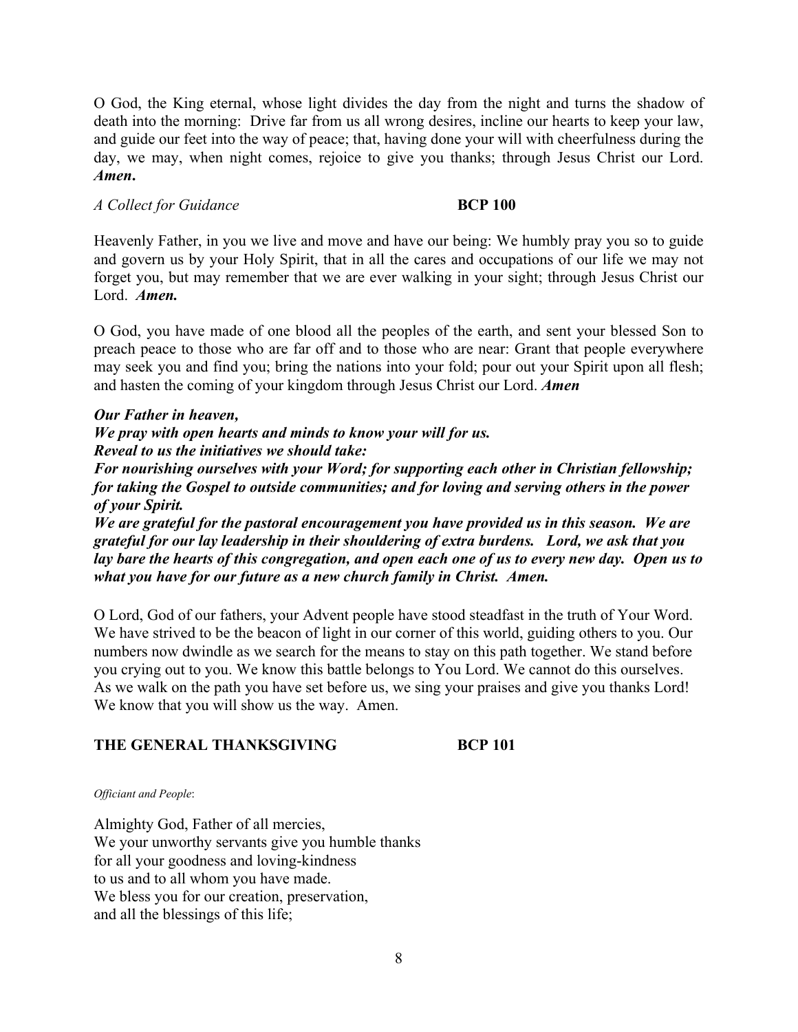O God, the King eternal, whose light divides the day from the night and turns the shadow of death into the morning: Drive far from us all wrong desires, incline our hearts to keep your law, and guide our feet into the way of peace; that, having done your will with cheerfulness during the day, we may, when night comes, rejoice to give you thanks; through Jesus Christ our Lord. ***Amen*.**

*A Collect for Guidance* **BCP 100**

Heavenly Father, in you we live and move and have our being: We humbly pray you so to guide and govern us by your Holy Spirit, that in all the cares and occupations of our life we may not forget you, but may remember that we are ever walking in your sight; through Jesus Christ our Lord. ***Amen.***

O God, you have made of one blood all the peoples of the earth, and sent your blessed Son to preach peace to those who are far off and to those who are near: Grant that people everywhere may seek you and find you; bring the nations into your fold; pour out your Spirit upon all flesh; and hasten the coming of your kingdom through Jesus Christ our Lord. ***Amen***

***Our Father in heaven,***
***We pray with open hearts and minds to know your will for us.***
***Reveal to us the initiatives we should take:***
***For nourishing ourselves with your Word; for supporting each other in Christian fellowship; for taking the Gospel to outside communities; and for loving and serving others in the power of your Spirit.***
***We are grateful for the pastoral encouragement you have provided us in this season. We are grateful for our lay leadership in their shouldering of extra burdens. Lord, we ask that you lay bare the hearts of this congregation, and open each one of us to every new day. Open us to what you have for our future as a new church family in Christ. Amen.***

O Lord, God of our fathers, your Advent people have stood steadfast in the truth of Your Word. We have strived to be the beacon of light in our corner of this world, guiding others to you. Our numbers now dwindle as we search for the means to stay on this path together. We stand before you crying out to you. We know this battle belongs to You Lord. We cannot do this ourselves. As we walk on the path you have set before us, we sing your praises and give you thanks Lord! We know that you will show us the way. Amen.

## THE GENERAL THANKSGIVING **BCP 101**

*Officiant and People*:

Almighty God, Father of all mercies,
We your unworthy servants give you humble thanks
for all your goodness and loving-kindness
to us and to all whom you have made.
We bless you for our creation, preservation,
and all the blessings of this life;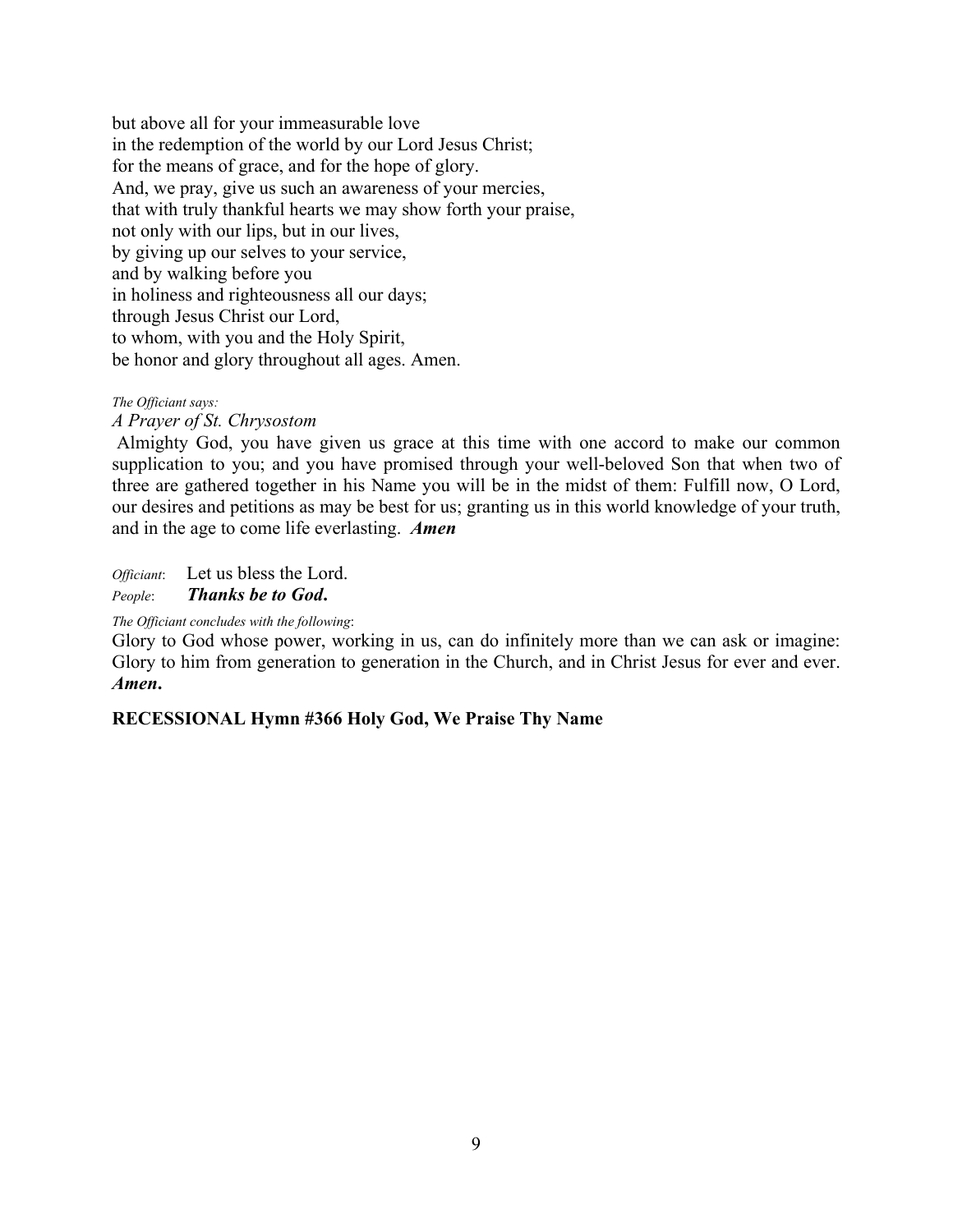but above all for your immeasurable love
in the redemption of the world by our Lord Jesus Christ;
for the means of grace, and for the hope of glory.
And, we pray, give us such an awareness of your mercies,
that with truly thankful hearts we may show forth your praise,
not only with our lips, but in our lives,
by giving up our selves to your service,
and by walking before you
in holiness and righteousness all our days;
through Jesus Christ our Lord,
to whom, with you and the Holy Spirit,
be honor and glory throughout all ages. Amen.

*The Officiant says:*

*A Prayer of St. Chrysostom*

Almighty God, you have given us grace at this time with one accord to make our common supplication to you; and you have promised through your well-beloved Son that when two of three are gathered together in his Name you will be in the midst of them: Fulfill now, O Lord, our desires and petitions as may be best for us; granting us in this world knowledge of your truth, and in the age to come life everlasting. ***Amen***

*Officiant*: Let us bless the Lord.
*People*: ***Thanks be to God.***

*The Officiant concludes with the following*:

Glory to God whose power, working in us, can do infinitely more than we can ask or imagine: Glory to him from generation to generation in the Church, and in Christ Jesus for ever and ever. ***Amen.***

**RECESSIONAL Hymn #366 Holy God, We Praise Thy Name**